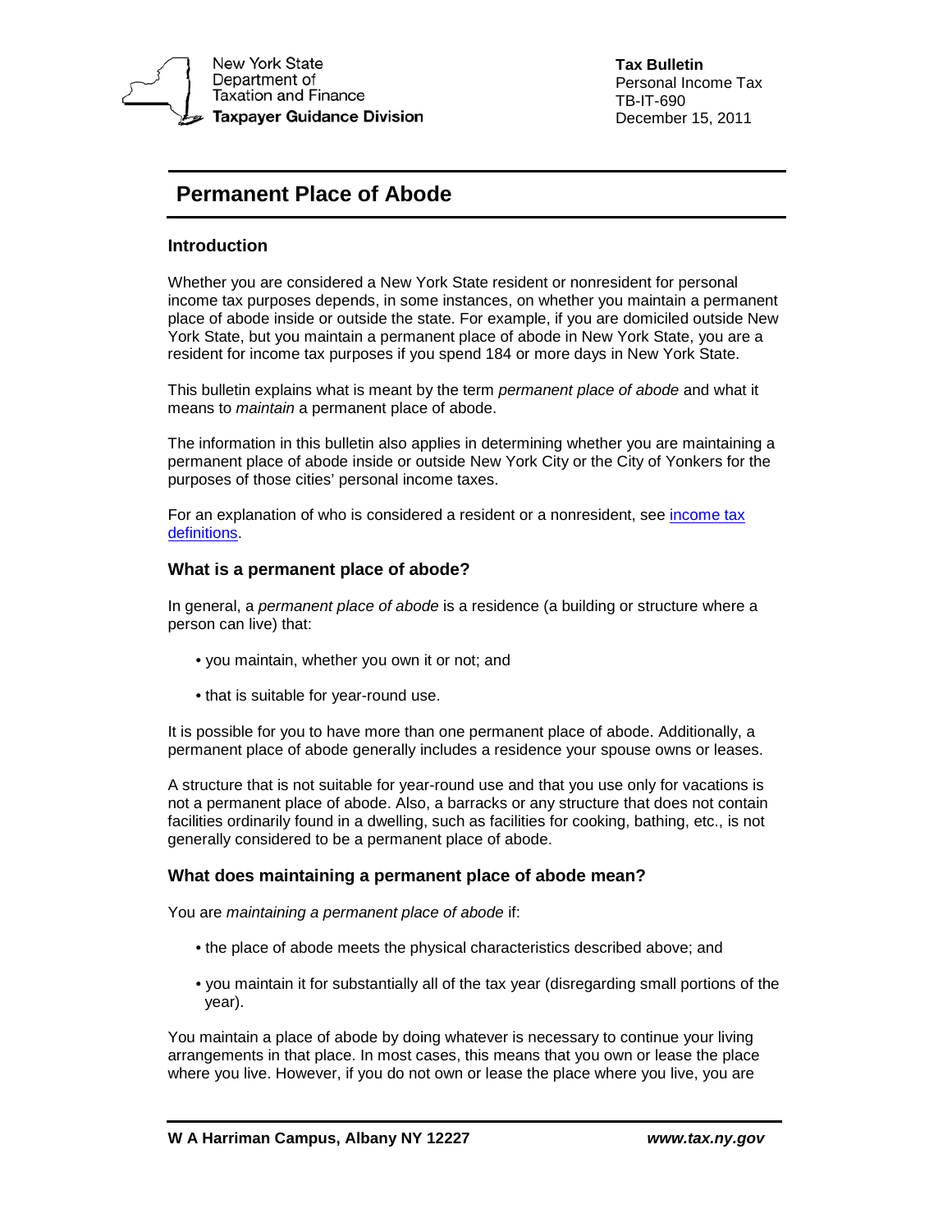New York State Department of Taxation and Finance
**Taxpayer Guidance Division**

**Tax Bulletin**
Personal Income Tax
TB-IT-690
December 15, 2011

# Permanent Place of Abode

## Introduction

Whether you are considered a New York State resident or nonresident for personal income tax purposes depends, in some instances, on whether you maintain a permanent place of abode inside or outside the state. For example, if you are domiciled outside New York State, but you maintain a permanent place of abode in New York State, you are a resident for income tax purposes if you spend 184 or more days in New York State.

This bulletin explains what is meant by the term *permanent place of abode* and what it means to *maintain* a permanent place of abode.

The information in this bulletin also applies in determining whether you are maintaining a permanent place of abode inside or outside New York City or the City of Yonkers for the purposes of those cities' personal income taxes.

For an explanation of who is considered a resident or a nonresident, see [income tax definitions](income tax definitions).

## What is a permanent place of abode?

In general, a *permanent place of abode* is a residence (a building or structure where a person can live) that:

- you maintain, whether you own it or not; and
- that is suitable for year-round use.

It is possible for you to have more than one permanent place of abode. Additionally, a permanent place of abode generally includes a residence your spouse owns or leases.

A structure that is not suitable for year-round use and that you use only for vacations is not a permanent place of abode. Also, a barracks or any structure that does not contain facilities ordinarily found in a dwelling, such as facilities for cooking, bathing, etc., is not generally considered to be a permanent place of abode.

## What does maintaining a permanent place of abode mean?

You are *maintaining a permanent place of abode* if:

- the place of abode meets the physical characteristics described above; and
- you maintain it for substantially all of the tax year (disregarding small portions of the year).

You maintain a place of abode by doing whatever is necessary to continue your living arrangements in that place. In most cases, this means that you own or lease the place where you live. However, if you do not own or lease the place where you live, you are

**W A Harriman Campus, Albany NY 12227** ***www.tax.ny.gov***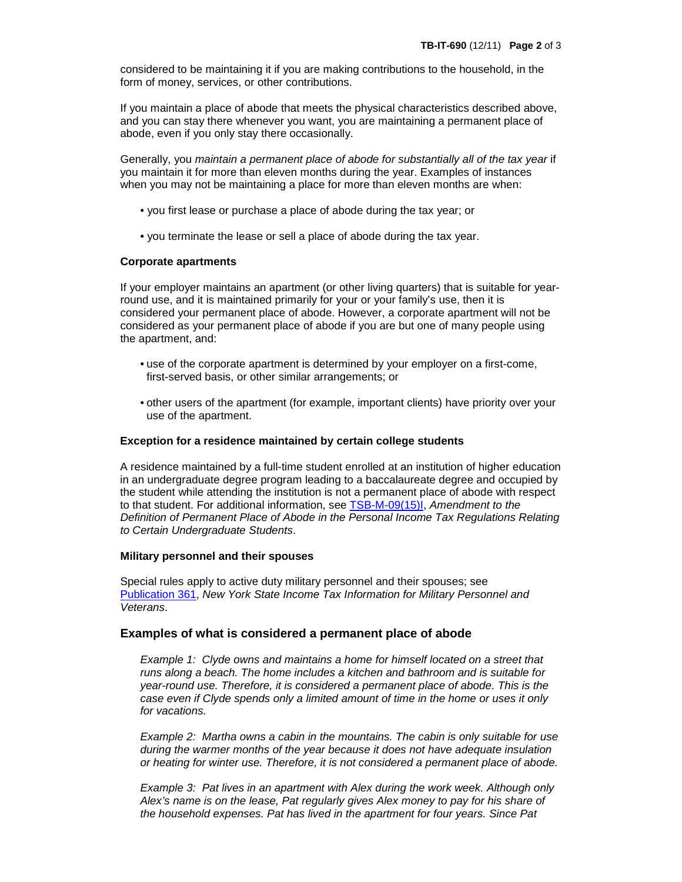considered to be maintaining it if you are making contributions to the household, in the form of money, services, or other contributions.

If you maintain a place of abode that meets the physical characteristics described above, and you can stay there whenever you want, you are maintaining a permanent place of abode, even if you only stay there occasionally.

Generally, you *maintain a permanent place of abode for substantially all of the tax year* if you maintain it for more than eleven months during the year. Examples of instances when you may not be maintaining a place for more than eleven months are when:

- you first lease or purchase a place of abode during the tax year; or
- you terminate the lease or sell a place of abode during the tax year.

**Corporate apartments**

If your employer maintains an apartment (or other living quarters) that is suitable for year-round use, and it is maintained primarily for your or your family's use, then it is considered your permanent place of abode. However, a corporate apartment will not be considered as your permanent place of abode if you are but one of many people using the apartment, and:

- use of the corporate apartment is determined by your employer on a first-come, first-served basis, or other similar arrangements; or
- other users of the apartment (for example, important clients) have priority over your use of the apartment.

**Exception for a residence maintained by certain college students**

A residence maintained by a full-time student enrolled at an institution of higher education in an undergraduate degree program leading to a baccalaureate degree and occupied by the student while attending the institution is not a permanent place of abode with respect to that student. For additional information, see TSB-M-09(15)I, *Amendment to the Definition of Permanent Place of Abode in the Personal Income Tax Regulations Relating to Certain Undergraduate Students*.

**Military personnel and their spouses**

Special rules apply to active duty military personnel and their spouses; see Publication 361, *New York State Income Tax Information for Military Personnel and Veterans*.

## Examples of what is considered a permanent place of abode

*Example 1: Clyde owns and maintains a home for himself located on a street that runs along a beach. The home includes a kitchen and bathroom and is suitable for year-round use. Therefore, it is considered a permanent place of abode. This is the case even if Clyde spends only a limited amount of time in the home or uses it only for vacations.*

*Example 2: Martha owns a cabin in the mountains. The cabin is only suitable for use during the warmer months of the year because it does not have adequate insulation or heating for winter use. Therefore, it is not considered a permanent place of abode.*

*Example 3: Pat lives in an apartment with Alex during the work week. Although only Alex's name is on the lease, Pat regularly gives Alex money to pay for his share of the household expenses. Pat has lived in the apartment for four years. Since Pat*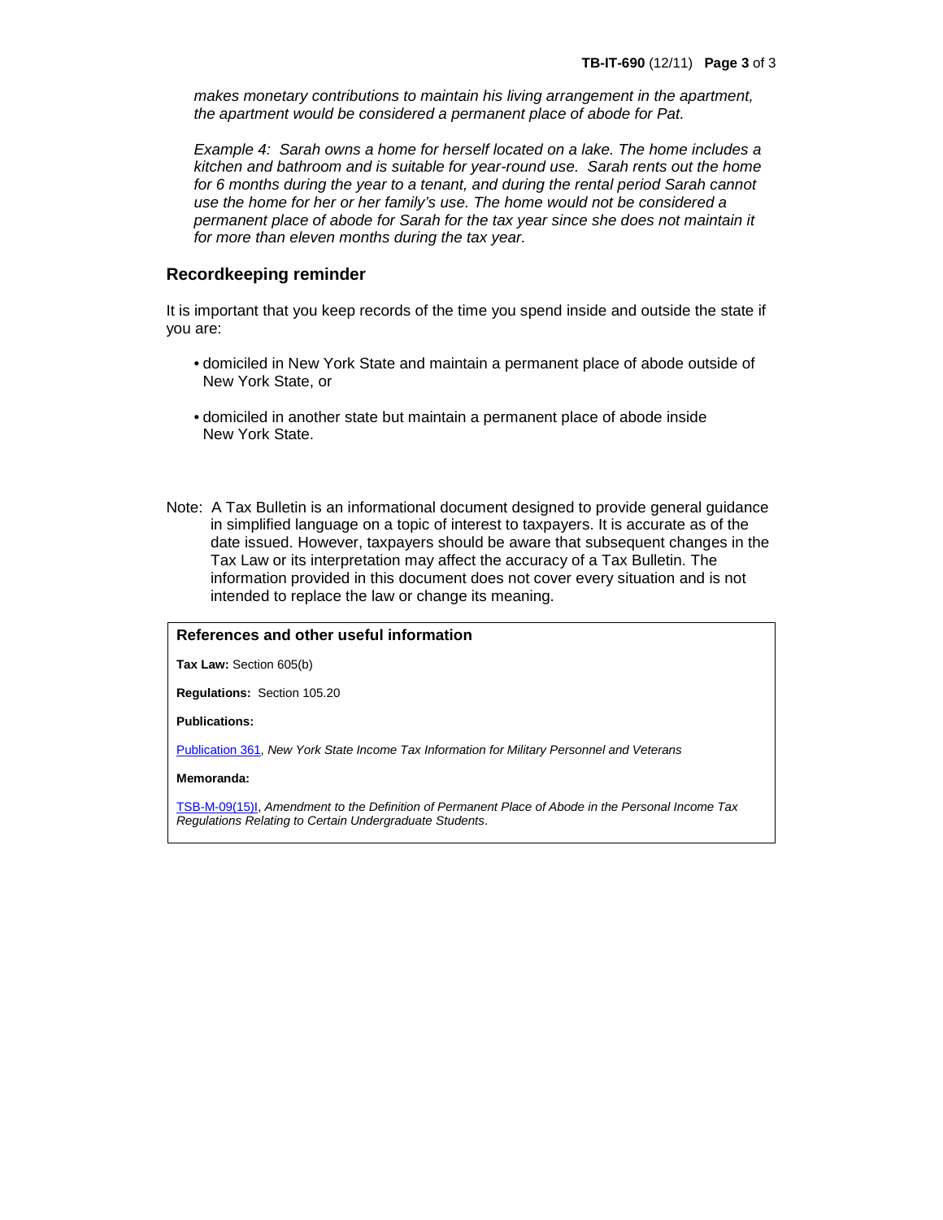*makes monetary contributions to maintain his living arrangement in the apartment, the apartment would be considered a permanent place of abode for Pat.*

*Example 4: Sarah owns a home for herself located on a lake. The home includes a kitchen and bathroom and is suitable for year-round use. Sarah rents out the home for 6 months during the year to a tenant, and during the rental period Sarah cannot use the home for her or her family's use. The home would not be considered a permanent place of abode for Sarah for the tax year since she does not maintain it for more than eleven months during the tax year.*

## Recordkeeping reminder

It is important that you keep records of the time you spend inside and outside the state if you are:

- domiciled in New York State and maintain a permanent place of abode outside of New York State, or
- domiciled in another state but maintain a permanent place of abode inside New York State.

Note: A Tax Bulletin is an informational document designed to provide general guidance in simplified language on a topic of interest to taxpayers. It is accurate as of the date issued. However, taxpayers should be aware that subsequent changes in the Tax Law or its interpretation may affect the accuracy of a Tax Bulletin. The information provided in this document does not cover every situation and is not intended to replace the law or change its meaning.

### References and other useful information

**Tax Law:** Section 605(b)

**Regulations:** Section 105.20

**Publications:**

Publication 361, *New York State Income Tax Information for Military Personnel and Veterans*

**Memoranda:**

TSB-M-09(15)I, *Amendment to the Definition of Permanent Place of Abode in the Personal Income Tax Regulations Relating to Certain Undergraduate Students*.